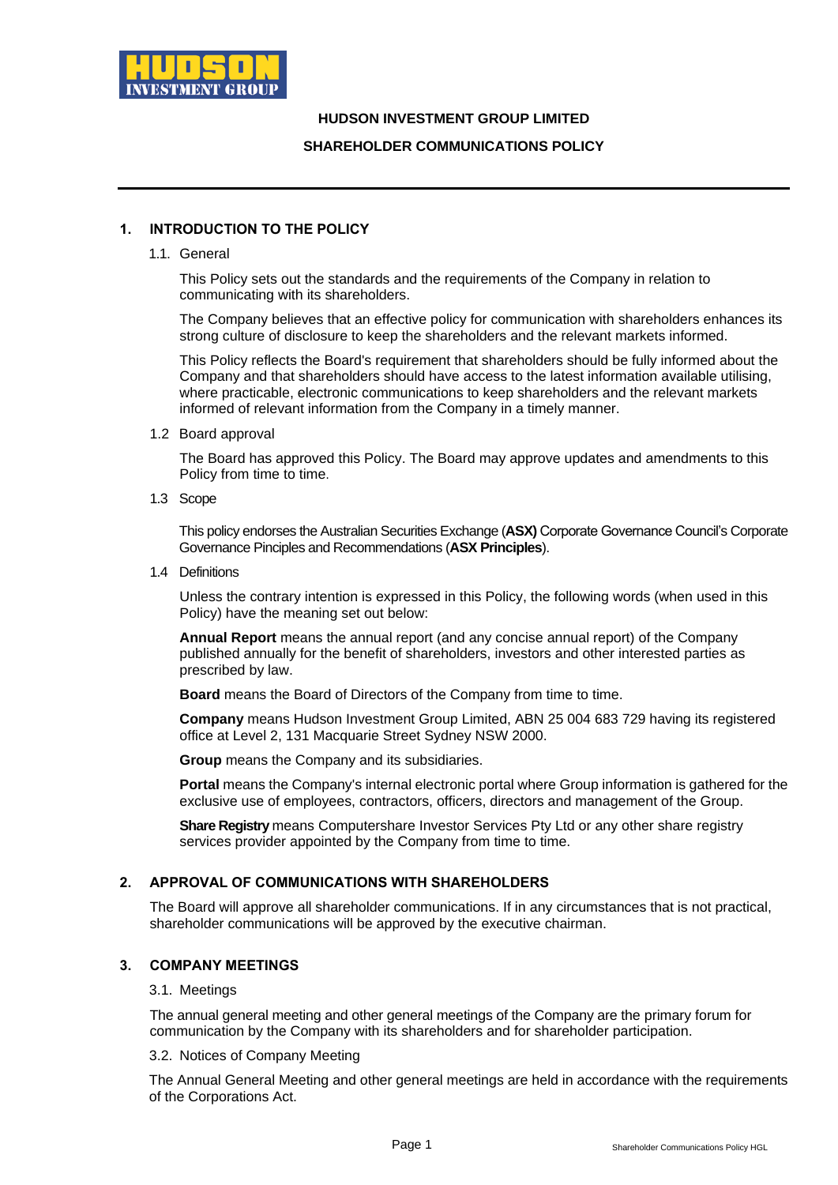**HUDSON INVESTMENT GROUP LIMITED**

**SHAREHOLDER COMMUNICATIONS POLICY**

## 1. INTRODUCTION TO THE POLICY

### 1.1. General

This Policy sets out the standards and the requirements of the Company in relation to communicating with its shareholders.

The Company believes that an effective policy for communication with shareholders enhances its strong culture of disclosure to keep the shareholders and the relevant markets informed.

This Policy reflects the Board's requirement that shareholders should be fully informed about the Company and that shareholders should have access to the latest information available utilising, where practicable, electronic communications to keep shareholders and the relevant markets informed of relevant information from the Company in a timely manner.

### 1.2 Board approval

The Board has approved this Policy. The Board may approve updates and amendments to this Policy from time to time.

### 1.3 Scope

This policy endorses the Australian Securities Exchange (**ASX)** Corporate Governance Council's Corporate Governance Pinciples and Recommendations (**ASX Principles**).

### 1.4 Definitions

Unless the contrary intention is expressed in this Policy, the following words (when used in this Policy) have the meaning set out below:

**Annual Report** means the annual report (and any concise annual report) of the Company published annually for the benefit of shareholders, investors and other interested parties as prescribed by law.

**Board** means the Board of Directors of the Company from time to time.

**Company** means Hudson Investment Group Limited, ABN 25 004 683 729 having its registered office at Level 2, 131 Macquarie Street Sydney NSW 2000.

**Group** means the Company and its subsidiaries.

**Portal** means the Company's internal electronic portal where Group information is gathered for the exclusive use of employees, contractors, officers, directors and management of the Group.

**Share Registry** means Computershare Investor Services Pty Ltd or any other share registry services provider appointed by the Company from time to time.

## 2. APPROVAL OF COMMUNICATIONS WITH SHAREHOLDERS

The Board will approve all shareholder communications. If in any circumstances that is not practical, shareholder communications will be approved by the executive chairman.

## 3. COMPANY MEETINGS

### 3.1. Meetings

The annual general meeting and other general meetings of the Company are the primary forum for communication by the Company with its shareholders and for shareholder participation.

### 3.2. Notices of Company Meeting

The Annual General Meeting and other general meetings are held in accordance with the requirements of the Corporations Act.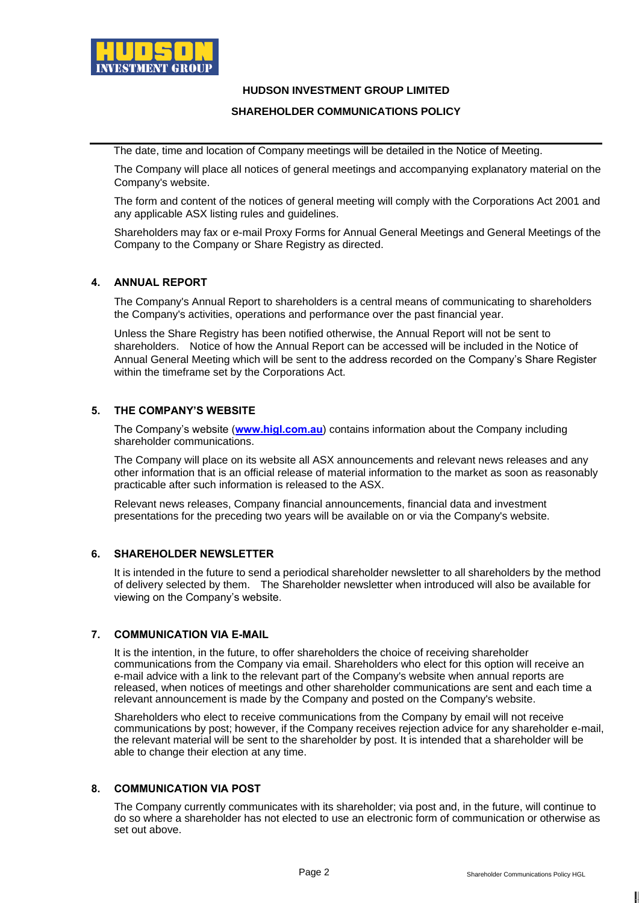**HUDSON INVESTMENT GROUP LIMITED**

**SHAREHOLDER COMMUNICATIONS POLICY**

---

The date, time and location of Company meetings will be detailed in the Notice of Meeting.

The Company will place all notices of general meetings and accompanying explanatory material on the Company's website.

The form and content of the notices of general meeting will comply with the Corporations Act 2001 and any applicable ASX listing rules and guidelines.

Shareholders may fax or e-mail Proxy Forms for Annual General Meetings and General Meetings of the Company to the Company or Share Registry as directed.

## 4. ANNUAL REPORT

The Company's Annual Report to shareholders is a central means of communicating to shareholders the Company's activities, operations and performance over the past financial year.

Unless the Share Registry has been notified otherwise, the Annual Report will not be sent to shareholders. Notice of how the Annual Report can be accessed will be included in the Notice of Annual General Meeting which will be sent to the address recorded on the Company's Share Register within the timeframe set by the Corporations Act.

## 5. THE COMPANY'S WEBSITE

The Company's website (**www.higl.com.au**) contains information about the Company including shareholder communications.

The Company will place on its website all ASX announcements and relevant news releases and any other information that is an official release of material information to the market as soon as reasonably practicable after such information is released to the ASX.

Relevant news releases, Company financial announcements, financial data and investment presentations for the preceding two years will be available on or via the Company's website.

## 6. SHAREHOLDER NEWSLETTER

It is intended in the future to send a periodical shareholder newsletter to all shareholders by the method of delivery selected by them. The Shareholder newsletter when introduced will also be available for viewing on the Company's website.

## 7. COMMUNICATION VIA E-MAIL

It is the intention, in the future, to offer shareholders the choice of receiving shareholder communications from the Company via email. Shareholders who elect for this option will receive an e-mail advice with a link to the relevant part of the Company's website when annual reports are released, when notices of meetings and other shareholder communications are sent and each time a relevant announcement is made by the Company and posted on the Company's website.

Shareholders who elect to receive communications from the Company by email will not receive communications by post; however, if the Company receives rejection advice for any shareholder e-mail, the relevant material will be sent to the shareholder by post. It is intended that a shareholder will be able to change their election at any time.

## 8. COMMUNICATION VIA POST

The Company currently communicates with its shareholder; via post and, in the future, will continue to do so where a shareholder has not elected to use an electronic form of communication or otherwise as set out above.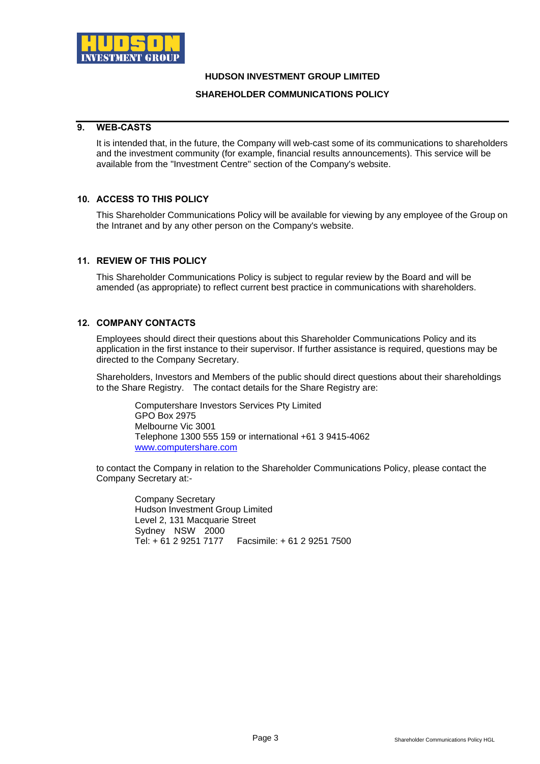## 9. WEB-CASTS

It is intended that, in the future, the Company will web-cast some of its communications to shareholders and the investment community (for example, financial results announcements). This service will be available from the "Investment Centre" section of the Company's website.

## 10. ACCESS TO THIS POLICY

This Shareholder Communications Policy will be available for viewing by any employee of the Group on the Intranet and by any other person on the Company's website.

## 11. REVIEW OF THIS POLICY

This Shareholder Communications Policy is subject to regular review by the Board and will be amended (as appropriate) to reflect current best practice in communications with shareholders.

## 12. COMPANY CONTACTS

Employees should direct their questions about this Shareholder Communications Policy and its application in the first instance to their supervisor. If further assistance is required, questions may be directed to the Company Secretary.

Shareholders, Investors and Members of the public should direct questions about their shareholdings to the Share Registry. The contact details for the Share Registry are:

Computershare Investors Services Pty Limited
GPO Box 2975
Melbourne Vic 3001
Telephone 1300 555 159 or international +61 3 9415-4062
www.computershare.com

to contact the Company in relation to the Shareholder Communications Policy, please contact the Company Secretary at:-

Company Secretary
Hudson Investment Group Limited
Level 2, 131 Macquarie Street
Sydney NSW 2000
Tel: + 61 2 9251 7177 Facsimile: + 61 2 9251 7500